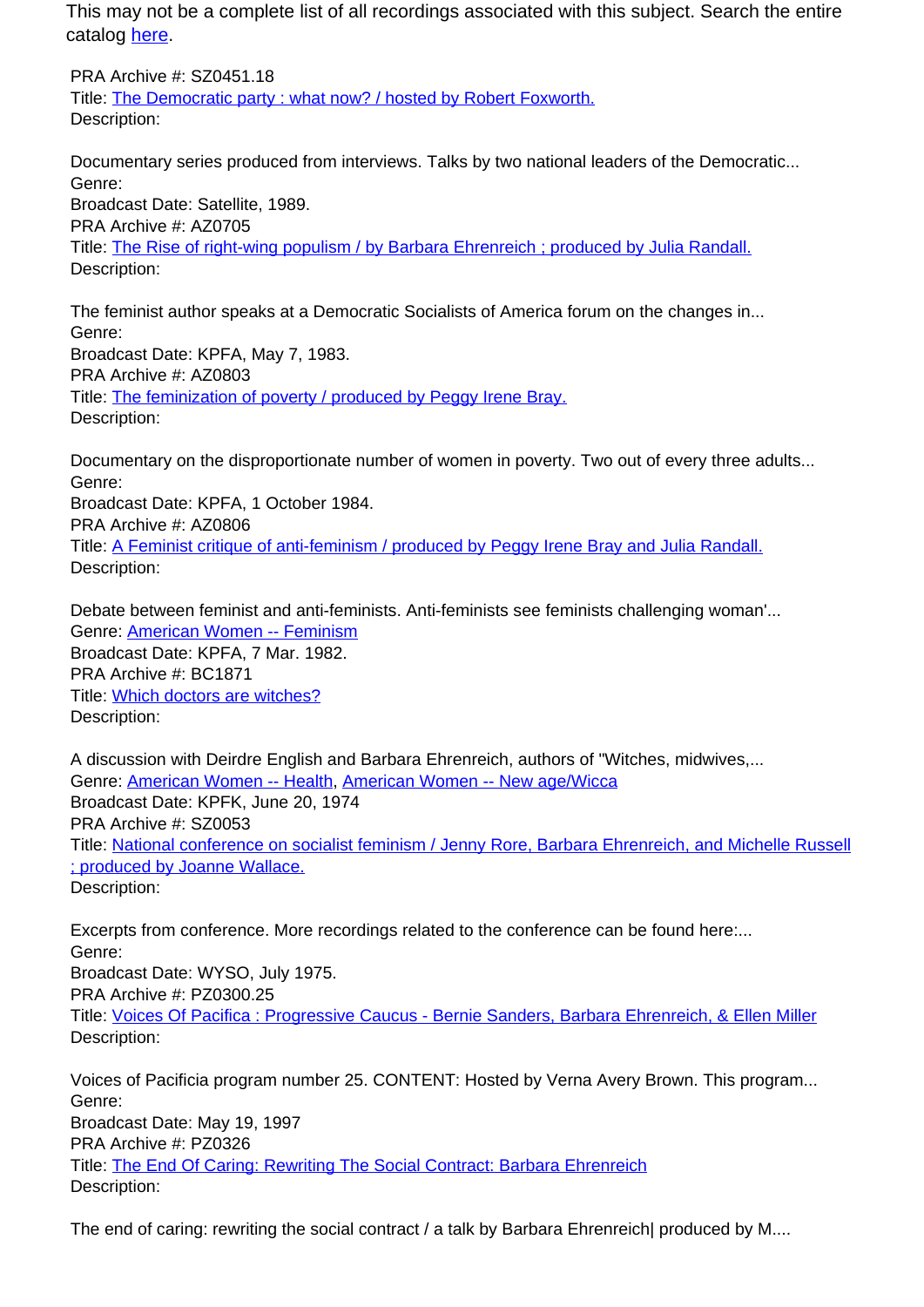This may not be a complete list of all recordings associated with this subject. Search the entire catalog [here](#).

PRA Archive #: SZ0451.18
Title: [The Democratic party : what now? / hosted by Robert Foxworth.](#)
Description:

Documentary series produced from interviews. Talks by two national leaders of the Democratic...
Genre:
Broadcast Date: Satellite, 1989.

PRA Archive #: AZ0705
Title: [The Rise of right-wing populism / by Barbara Ehrenreich ; produced by Julia Randall.](#)
Description:

The feminist author speaks at a Democratic Socialists of America forum on the changes in...
Genre:
Broadcast Date: KPFA, May 7, 1983.

PRA Archive #: AZ0803
Title: [The feminization of poverty / produced by Peggy Irene Bray.](#)
Description:

Documentary on the disproportionate number of women in poverty. Two out of every three adults...
Genre:
Broadcast Date: KPFA, 1 October 1984.

PRA Archive #: AZ0806
Title: [A Feminist critique of anti-feminism / produced by Peggy Irene Bray and Julia Randall.](#)
Description:

Debate between feminist and anti-feminists. Anti-feminists see feminists challenging woman'...
Genre: [American Women -- Feminism](#)
Broadcast Date: KPFA, 7 Mar. 1982.

PRA Archive #: BC1871
Title: [Which doctors are witches?](#)
Description:

A discussion with Deirdre English and Barbara Ehrenreich, authors of "Witches, midwives,...
Genre: [American Women -- Health](#), [American Women -- New age/Wicca](#)
Broadcast Date: KPFK, June 20, 1974

PRA Archive #: SZ0053
Title: [National conference on socialist feminism / Jenny Rore, Barbara Ehrenreich, and Michelle Russell ; produced by Joanne Wallace.](#)
Description:

Excerpts from conference. More recordings related to the conference can be found here:...
Genre:
Broadcast Date: WYSO, July 1975.

PRA Archive #: PZ0300.25
Title: [Voices Of Pacifica : Progressive Caucus - Bernie Sanders, Barbara Ehrenreich, & Ellen Miller](#)
Description:

Voices of Pacificia program number 25. CONTENT: Hosted by Verna Avery Brown. This program...
Genre:
Broadcast Date: May 19, 1997

PRA Archive #: PZ0326
Title: [The End Of Caring: Rewriting The Social Contract: Barbara Ehrenreich](#)
Description:

The end of caring: rewriting the social contract / a talk by Barbara Ehrenreich| produced by M....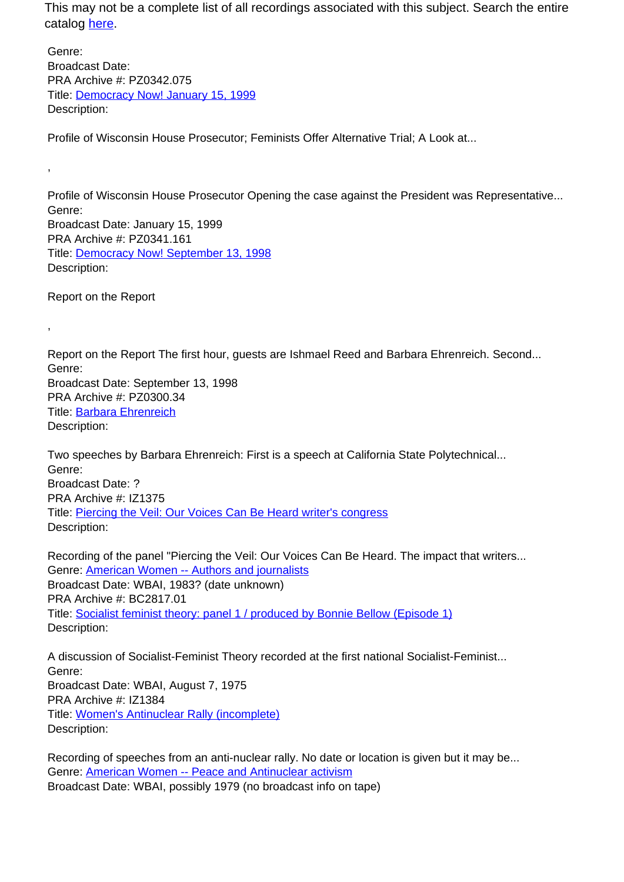This may not be a complete list of all recordings associated with this subject. Search the entire catalog [here](#).

Genre:
Broadcast Date:
PRA Archive #: PZ0342.075
Title: [Democracy Now! January 15, 1999](#)
Description:

Profile of Wisconsin House Prosecutor; Feminists Offer Alternative Trial; A Look at...

,

Profile of Wisconsin House Prosecutor Opening the case against the President was Representative...
Genre:
Broadcast Date: January 15, 1999
PRA Archive #: PZ0341.161
Title: [Democracy Now! September 13, 1998](#)
Description:

Report on the Report

,

Report on the Report The first hour, guests are Ishmael Reed and Barbara Ehrenreich. Second...
Genre:
Broadcast Date: September 13, 1998
PRA Archive #: PZ0300.34
Title: [Barbara Ehrenreich](#)
Description:

Two speeches by Barbara Ehrenreich: First is a speech at California State Polytechnical...
Genre:
Broadcast Date: ?
PRA Archive #: IZ1375
Title: [Piercing the Veil: Our Voices Can Be Heard writer's congress](#)
Description:

Recording of the panel "Piercing the Veil: Our Voices Can Be Heard. The impact that writers...
Genre: [American Women -- Authors and journalists](#)
Broadcast Date: WBAI, 1983? (date unknown)
PRA Archive #: BC2817.01
Title: [Socialist feminist theory: panel 1 / produced by Bonnie Bellow (Episode 1)](#)
Description:

A discussion of Socialist-Feminist Theory recorded at the first national Socialist-Feminist...
Genre:
Broadcast Date: WBAI, August 7, 1975
PRA Archive #: IZ1384
Title: [Women's Antinuclear Rally (incomplete)](#)
Description:

Recording of speeches from an anti-nuclear rally. No date or location is given but it may be...
Genre: [American Women -- Peace and Antinuclear activism](#)
Broadcast Date: WBAI, possibly 1979 (no broadcast info on tape)